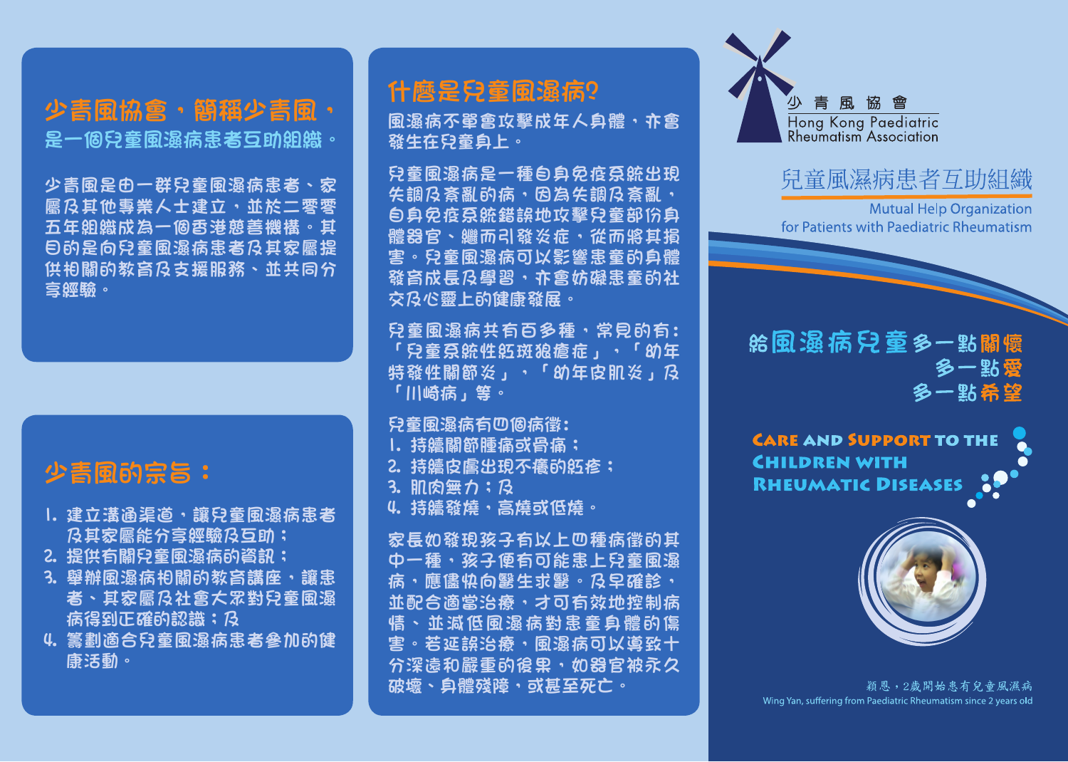## 少青風協會，簡稱少青風，是一個兒童風濕病患者互助組織。

少青風是由一群兒童風濕病患者、家屬及其他專業人士建立，並於二零零五年組織成為一個香港慈善機構。其目的是向兒童風濕病患者及其家屬提供相關的教育及支援服務，並共同分享經驗。

## 少青風的宗旨：

1. 建立溝通渠道，讓兒童風濕病患者及其家屬能分享經驗及互助；
2. 提供有關兒童風濕病的資訊；
3. 舉辦風濕病相關的教育講座，讓患者、其家屬及社會大眾對兒童風濕病得到正確的認識；及
4. 籌劃適合兒童風濕病患者參加的健康活動。

## 什麼是兒童風濕病？

風濕病不單會攻擊成年人身體，亦會發生在兒童身上。

兒童風濕病是一種自身免疫系統出現失調及紊亂的病，因為失調及紊亂，自身免疫系統錯誤地攻擊兒童部份身體器官，繼而引發炎症，從而將其損害。兒童風濕病可以影響患童的身體發育成長及學習，亦會妨礙患童的社交及心靈上的健康發展。

兒童風濕病共有百多種，常見的有：「兒童系統性紅斑狼瘡症」，「幼年特發性關節炎」，「幼年皮肌炎」及「川崎病」等。

兒童風濕病有四個病徵：
1. 持續關節腫痛或骨痛；
2. 持續皮膚出現不癢的紅疹；
3. 肌肉無力；及
4. 持續發燒，高燒或低燒。

家長如發現孩子有以上四種病徵的其中一種，孩子便有可能患上兒童風濕病，應儘快向醫生求醫。及早確診，並配合適當治療，才可有效地控制病情，並減低風濕病對患童身體的傷害。若延誤治療，風濕病可以導致十分深遠和嚴重的後果，如器官被永久破壞、身體殘障，或甚至死亡。

少 青 風 協 會
Hong Kong Paediatric Rheumatism Association

兒童風濕病患者互助組織
Mutual Help Organization for Patients with Paediatric Rheumatism

給風濕病兒童多一點關懷
多一點愛
多一點希望

CARE AND SUPPORT TO THE CHILDREN WITH RHEUMATIC DISEASES

穎恩，2歲開始患有兒童風濕病
Wing Yan, suffering from Paediatric Rheumatism since 2 years old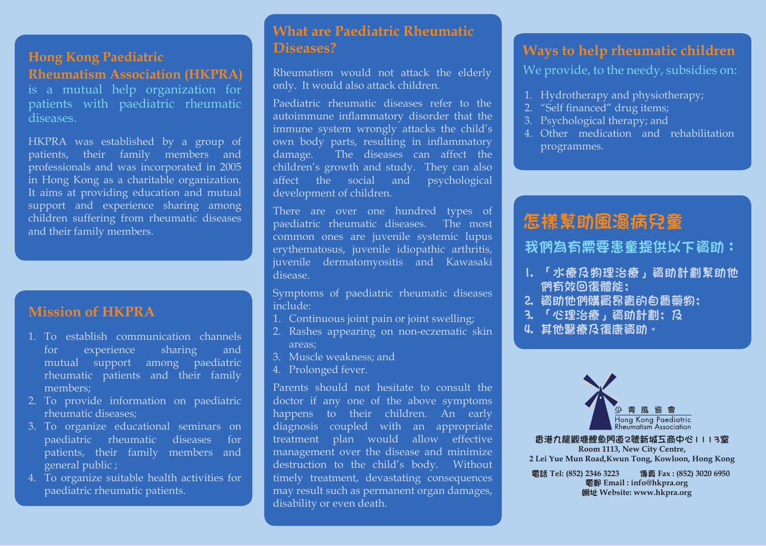## Hong Kong Paediatric Rheumatism Association (HKPRA)

is a mutual help organization for patients with paediatric rheumatic diseases.

HKPRA was established by a group of patients, their family members and professionals and was incorporated in 2005 in Hong Kong as a charitable organization. It aims at providing education and mutual support and experience sharing among children suffering from rheumatic diseases and their family members.

## Mission of HKPRA

1. To establish communication channels for experience sharing and mutual support among paediatric rheumatic patients and their family members;
2. To provide information on paediatric rheumatic diseases;
3. To organize educational seminars on paediatric rheumatic diseases for patients, their family members and general public ;
4. To organize suitable health activities for paediatric rheumatic patients.

## What are Paediatric Rheumatic Diseases?

Rheumatism would not attack the elderly only. It would also attack children.

Paediatric rheumatic diseases refer to the autoimmune inflammatory disorder that the immune system wrongly attacks the child's own body parts, resulting in inflammatory damage. The diseases can affect the children's growth and study. They can also affect the social and psychological development of children.

There are over one hundred types of paediatric rheumatic diseases. The most common ones are juvenile systemic lupus erythematosus, juvenile idiopathic arthritis, juvenile dermatomyositis and Kawasaki disease.

Symptoms of paediatric rheumatic diseases include:

1. Continuous joint pain or joint swelling;
2. Rashes appearing on non-eczematic skin areas;
3. Muscle weakness; and
4. Prolonged fever.

Parents should not hesitate to consult the doctor if any one of the above symptoms happens to their children. An early diagnosis coupled with an appropriate treatment plan would allow effective management over the disease and minimize destruction to the child's body. Without timely treatment, devastating consequences may result such as permanent organ damages, disability or even death.

## Ways to help rheumatic children

We provide, to the needy, subsidies on:

1. Hydrotherapy and physiotherapy;
2. "Self financed" drug items;
3. Psychological therapy; and
4. Other medication and rehabilitation programmes.

## 怎樣幫助風濕病兒童

我們為有需要患童提供以下資助：

1. 「水療及物理治療」資助計劃幫助他們有效回復體能；
2. 資助他們購買昂貴的自費藥物；
3. 「心理治療」資助計劃；及
4. 其他醫療及復康資助。

少青風協會
Hong Kong Paediatric Rheumatism Association

香港九龍觀塘鯉魚門道2號新城工商中心1113室
Room 1113, New City Centre,
2 Lei Yue Mun Road,Kwun Tong, Kowloon, Hong Kong

電話 Tel: (852) 2346 3223 傳真 Fax : (852) 3020 6950
電郵 Email : info@hkpra.org
網址 Website: www.hkpra.org